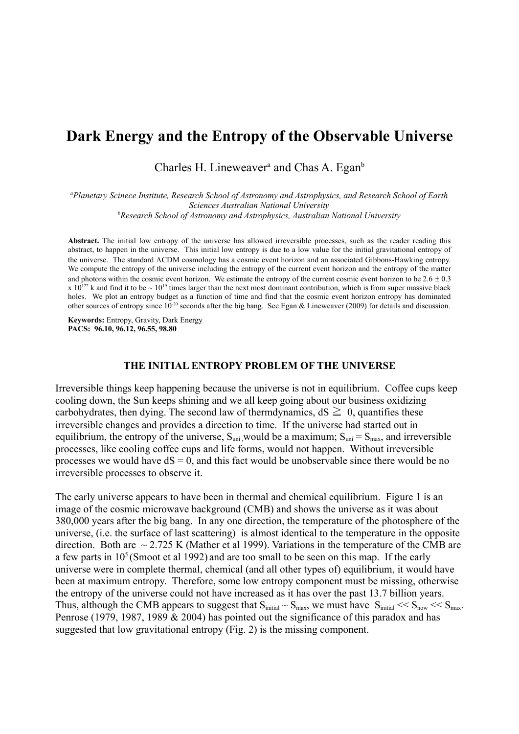# Dark Energy and the Entropy of the Observable Universe

Charles H. Lineweaver[a] and Chas A. Egan[b]

[a]*Planetary Scinece Institute, Research School of Astronomy and Astrophysics, and Research School of Earth Sciences Australian National University*
[b]*Research School of Astronomy and Astrophysics, Australian National University*

**Abstract.** The initial low entropy of the universe has allowed irreversible processes, such as the reader reading this abstract, to happen in the universe. This initial low entropy is due to a low value for the initial gravitational entropy of the universe. The standard ΛCDM cosmology has a cosmic event horizon and an associated Gibbons-Hawking entropy. We compute the entropy of the universe including the entropy of the current event horizon and the entropy of the matter and photons within the cosmic event horizon. We estimate the entropy of the current cosmic event horizon to be $2.6 \pm 0.3 \times 10^{122}$ k and find it to be $\sim 10^{19}$ times larger than the next most dominant contribution, which is from super massive black holes. We plot an entropy budget as a function of time and find that the cosmic event horizon entropy has dominated other sources of entropy since $10^{-20}$ seconds after the big bang. See Egan & Lineweaver (2009) for details and discussion.

**Keywords:** Entropy, Gravity, Dark Energy
**PACS: 96.10, 96.12, 96.55, 98.80**

## THE INITIAL ENTROPY PROBLEM OF THE UNIVERSE

Irreversible things keep happening because the universe is not in equilibrium. Coffee cups keep cooling down, the Sun keeps shining and we all keep going about our business oxidizing carbohydrates, then dying. The second law of thermdynamics, $dS \geqq 0$, quantifies these irreversible changes and provides a direction to time. If the universe had started out in equilibrium, the entropy of the universe, $S_{uni}$, would be a maximum; $S_{uni} = S_{max}$, and irreversible processes, like cooling coffee cups and life forms, would not happen. Without irreversible processes we would have $dS = 0$, and this fact would be unobservable since there would be no irreversible processes to observe it.

The early universe appears to have been in thermal and chemical equilibrium. Figure 1 is an image of the cosmic microwave background (CMB) and shows the universe as it was about 380,000 years after the big bang. In any one direction, the temperature of the photosphere of the universe, (i.e. the surface of last scattering) is almost identical to the temperature in the opposite direction. Both are $\sim 2.725$ K (Mather et al 1999). Variations in the temperature of the CMB are a few parts in $10^5$ (Smoot et al 1992) and are too small to be seen on this map. If the early universe were in complete thermal, chemical (and all other types of) equilibrium, it would have been at maximum entropy. Therefore, some low entropy component must be missing, otherwise the entropy of the universe could not have increased as it has over the past 13.7 billion years. Thus, although the CMB appears to suggest that $S_{initial} \sim S_{max}$, we must have $S_{initial} << S_{now} << S_{max}$. Penrose (1979, 1987, 1989 & 2004) has pointed out the significance of this paradox and has suggested that low gravitational entropy (Fig. 2) is the missing component.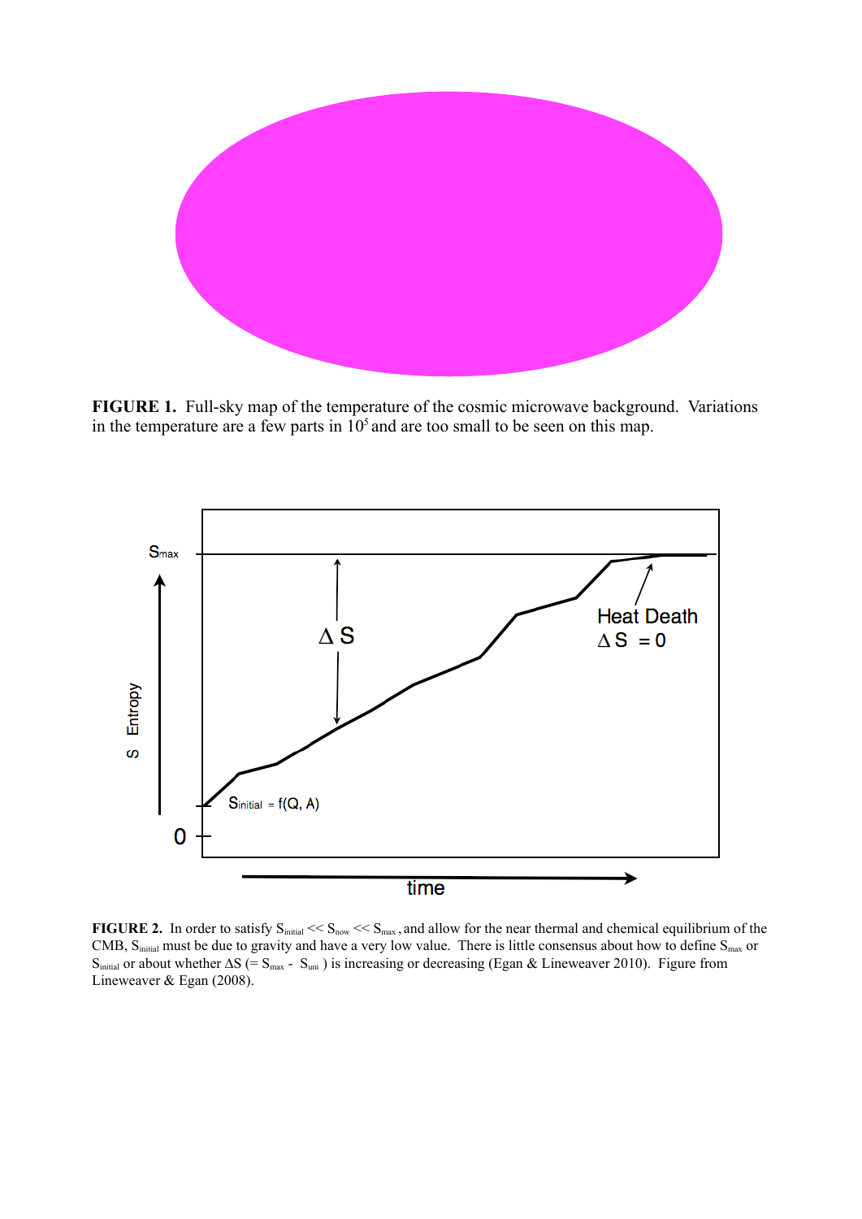**FIGURE 1.** Full-sky map of the temperature of the cosmic microwave background. Variations in the temperature are a few parts in $10^5$ and are too small to be seen on this map.

**FIGURE 2.** In order to satisfy $S_{initial} << S_{now} << S_{max}$, and allow for the near thermal and chemical equilibrium of the CMB, $S_{initial}$ must be due to gravity and have a very low value. There is little consensus about how to define $S_{max}$ or $S_{initial}$ or about whether $\Delta S$ ($= S_{max} - S_{uni}$) is increasing or decreasing (Egan & Lineweaver 2010). Figure from Lineweaver & Egan (2008).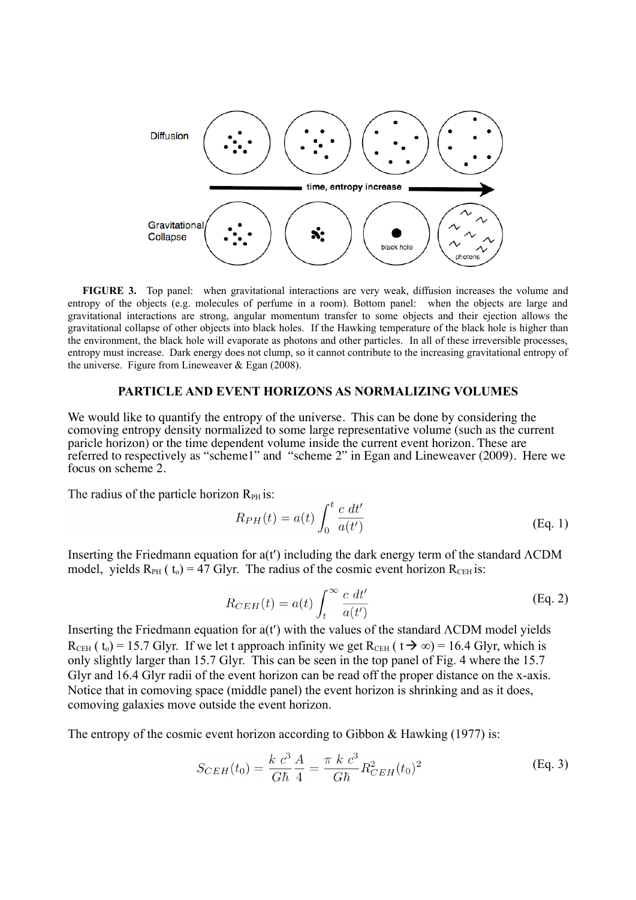**FIGURE 3.** Top panel: when gravitational interactions are very weak, diffusion increases the volume and entropy of the objects (e.g. molecules of perfume in a room). Bottom panel: when the objects are large and gravitational interactions are strong, angular momentum transfer to some objects and their ejection allows the gravitational collapse of other objects into black holes. If the Hawking temperature of the black hole is higher than the environment, the black hole will evaporate as photons and other particles. In all of these irreversible processes, entropy must increase. Dark energy does not clump, so it cannot contribute to the increasing gravitational entropy of the universe. Figure from Lineweaver & Egan (2008).

## PARTICLE AND EVENT HORIZONS AS NORMALIZING VOLUMES

We would like to quantify the entropy of the universe. This can be done by considering the comoving entropy density normalized to some large representative volume (such as the current paricle horizon) or the time dependent volume inside the current event horizon. These are referred to respectively as "scheme1" and "scheme 2" in Egan and Lineweaver (2009). Here we focus on scheme 2.

The radius of the particle horizon $R_{PH}$ is:

$$R_{PH}(t) = a(t) \int_0^t \frac{c\ dt'}{a(t')} \tag{Eq. 1}$$

Inserting the Friedmann equation for a(t′) including the dark energy term of the standard ΛCDM model, yields $R_{PH}(t_o) = 47$ Glyr. The radius of the cosmic event horizon $R_{CEH}$ is:

$$R_{CEH}(t) = a(t) \int_t^\infty \frac{c\ dt'}{a(t')} \tag{Eq. 2}$$

Inserting the Friedmann equation for a(t′) with the values of the standard ΛCDM model yields $R_{CEH}(t_o) = 15.7$ Glyr. If we let t approach infinity we get $R_{CEH}(t \rightarrow \infty) = 16.4$ Glyr, which is only slightly larger than 15.7 Glyr. This can be seen in the top panel of Fig. 4 where the 15.7 Glyr and 16.4 Glyr radii of the event horizon can be read off the proper distance on the x-axis. Notice that in comoving space (middle panel) the event horizon is shrinking and as it does, comoving galaxies move outside the event horizon.

The entropy of the cosmic event horizon according to Gibbon & Hawking (1977) is:

$$S_{CEH}(t_0) = \frac{k\ c^3}{G\hbar}\frac{A}{4} = \frac{\pi\ k\ c^3}{G\hbar} R^2_{CEH}(t_0)^2 \tag{Eq. 3}$$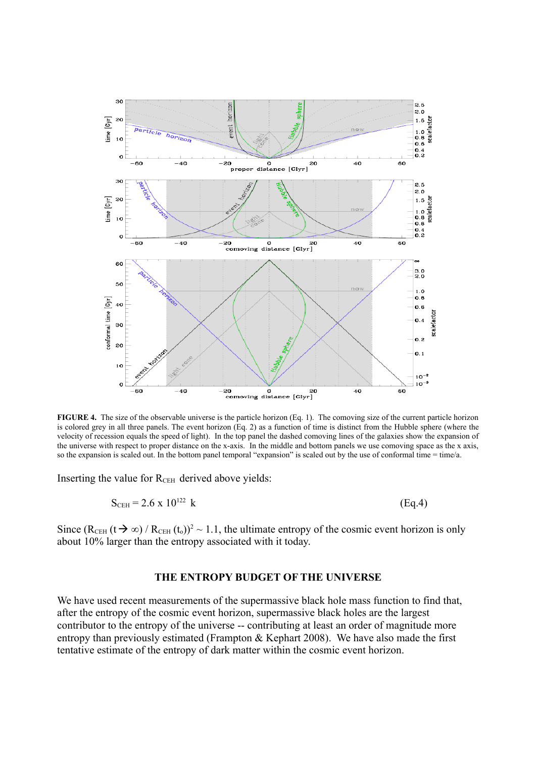**FIGURE 4.** The size of the observable universe is the particle horizon (Eq. 1). The comoving size of the current particle horizon is colored grey in all three panels. The event horizon (Eq. 2) as a function of time is distinct from the Hubble sphere (where the velocity of recession equals the speed of light). In the top panel the dashed comoving lines of the galaxies show the expansion of the universe with respect to proper distance on the x-axis. In the middle and bottom panels we use comoving space as the x axis, so the expansion is scaled out. In the bottom panel temporal "expansion" is scaled out by the use of conformal time = time/a.

Inserting the value for $R_{CEH}$ derived above yields:

$$S_{CEH} = 2.6 \times 10^{122} \text{ k} \qquad \text{(Eq.4)}$$

Since $(R_{CEH}(t \rightarrow \infty) / R_{CEH}(t_o))^2 \sim 1.1$, the ultimate entropy of the cosmic event horizon is only about 10% larger than the entropy associated with it today.

## THE ENTROPY BUDGET OF THE UNIVERSE

We have used recent measurements of the supermassive black hole mass function to find that, after the entropy of the cosmic event horizon, supermassive black holes are the largest contributor to the entropy of the universe -- contributing at least an order of magnitude more entropy than previously estimated (Frampton & Kephart 2008). We have also made the first tentative estimate of the entropy of dark matter within the cosmic event horizon.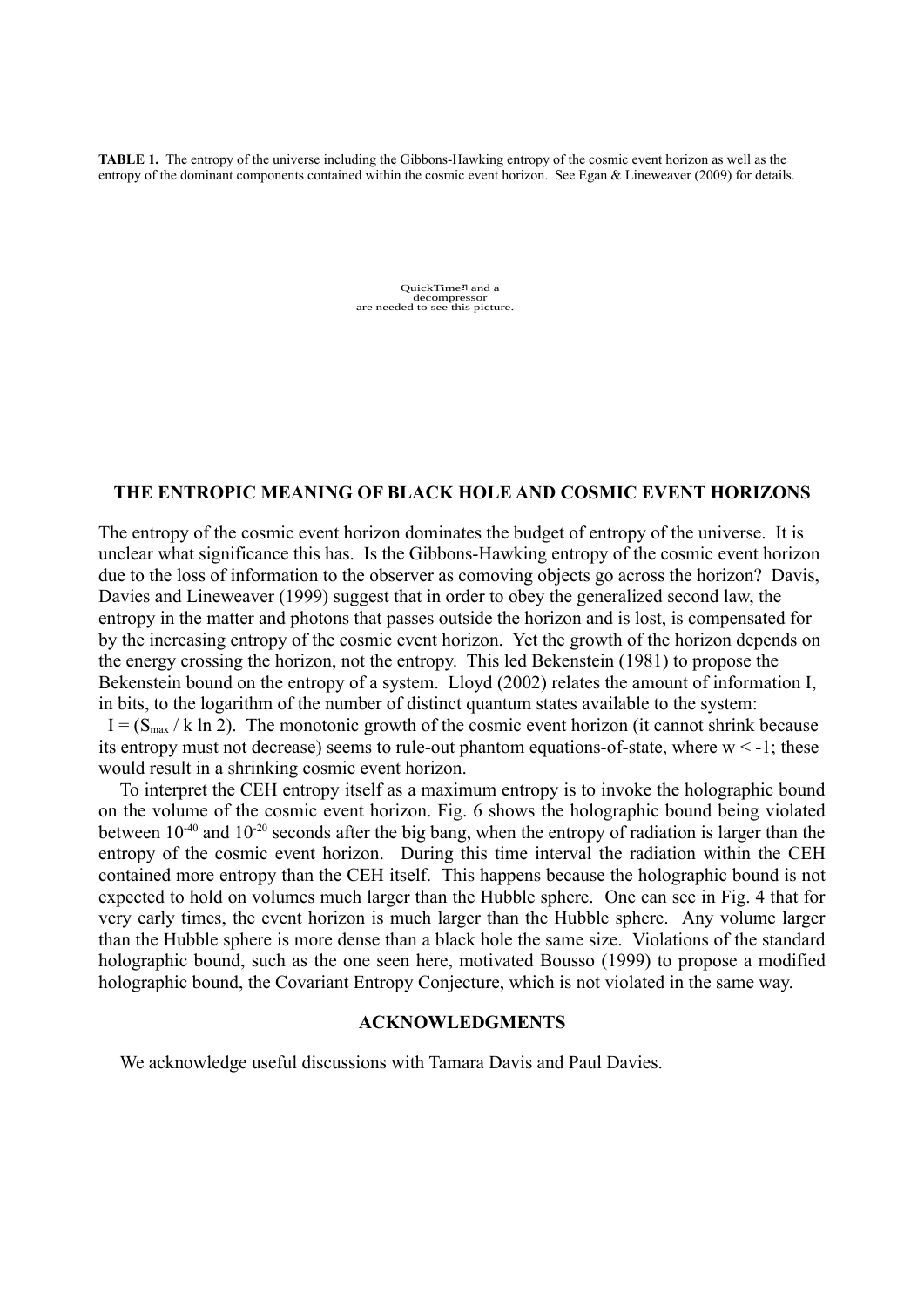**TABLE 1.** The entropy of the universe including the Gibbons-Hawking entropy of the cosmic event horizon as well as the entropy of the dominant components contained within the cosmic event horizon. See Egan & Lineweaver (2009) for details.

QuickTime™ and a decompressor are needed to see this picture.

### THE ENTROPIC MEANING OF BLACK HOLE AND COSMIC EVENT HORIZONS

The entropy of the cosmic event horizon dominates the budget of entropy of the universe. It is unclear what significance this has. Is the Gibbons-Hawking entropy of the cosmic event horizon due to the loss of information to the observer as comoving objects go across the horizon? Davis, Davies and Lineweaver (1999) suggest that in order to obey the generalized second law, the entropy in the matter and photons that passes outside the horizon and is lost, is compensated for by the increasing entropy of the cosmic event horizon. Yet the growth of the horizon depends on the energy crossing the horizon, not the entropy. This led Bekenstein (1981) to propose the Bekenstein bound on the entropy of a system. Lloyd (2002) relates the amount of information I, in bits, to the logarithm of the number of distinct quantum states available to the system: $I = (S_{max} / k \ln 2)$. The monotonic growth of the cosmic event horizon (it cannot shrink because its entropy must not decrease) seems to rule-out phantom equations-of-state, where $w < -1$; these would result in a shrinking cosmic event horizon.

To interpret the CEH entropy itself as a maximum entropy is to invoke the holographic bound on the volume of the cosmic event horizon. Fig. 6 shows the holographic bound being violated between $10^{-40}$ and $10^{-20}$ seconds after the big bang, when the entropy of radiation is larger than the entropy of the cosmic event horizon. During this time interval the radiation within the CEH contained more entropy than the CEH itself. This happens because the holographic bound is not expected to hold on volumes much larger than the Hubble sphere. One can see in Fig. 4 that for very early times, the event horizon is much larger than the Hubble sphere. Any volume larger than the Hubble sphere is more dense than a black hole the same size. Violations of the standard holographic bound, such as the one seen here, motivated Bousso (1999) to propose a modified holographic bound, the Covariant Entropy Conjecture, which is not violated in the same way.

### ACKNOWLEDGMENTS

We acknowledge useful discussions with Tamara Davis and Paul Davies.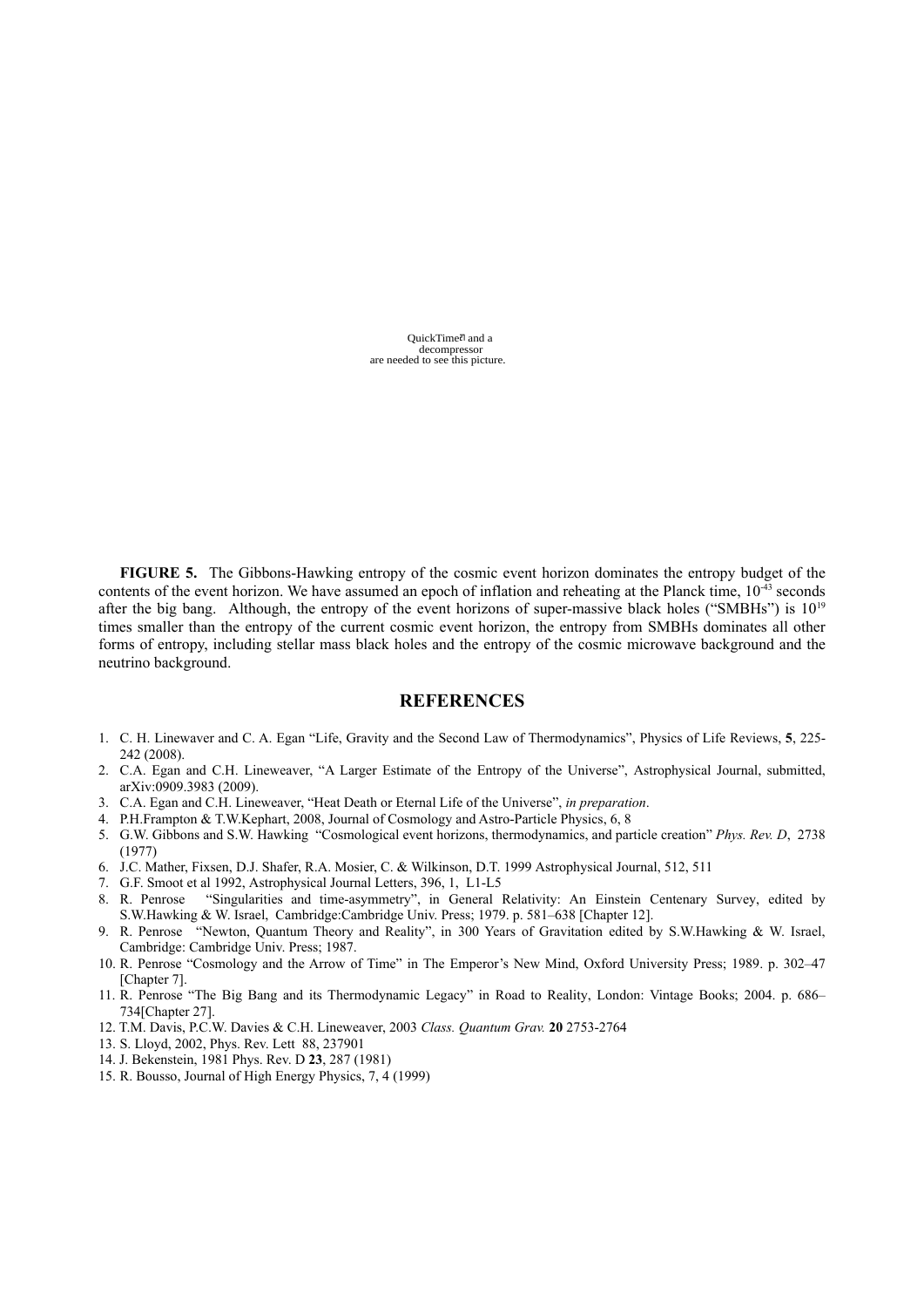QuickTime™ and a
decompressor
are needed to see this picture.

**FIGURE 5.** The Gibbons-Hawking entropy of the cosmic event horizon dominates the entropy budget of the contents of the event horizon. We have assumed an epoch of inflation and reheating at the Planck time, $10^{-43}$ seconds after the big bang. Although, the entropy of the event horizons of super-massive black holes ("SMBHs") is $10^{19}$ times smaller than the entropy of the current cosmic event horizon, the entropy from SMBHs dominates all other forms of entropy, including stellar mass black holes and the entropy of the cosmic microwave background and the neutrino background.

## REFERENCES

1. C. H. Linewaver and C. A. Egan "Life, Gravity and the Second Law of Thermodynamics", Physics of Life Reviews, **5**, 225-242 (2008).
2. C.A. Egan and C.H. Lineweaver, "A Larger Estimate of the Entropy of the Universe", Astrophysical Journal, submitted, arXiv:0909.3983 (2009).
3. C.A. Egan and C.H. Lineweaver, "Heat Death or Eternal Life of the Universe", *in preparation*.
4. P.H.Frampton & T.W.Kephart, 2008, Journal of Cosmology and Astro-Particle Physics, 6, 8
5. G.W. Gibbons and S.W. Hawking "Cosmological event horizons, thermodynamics, and particle creation" *Phys. Rev. D*, 2738 (1977)
6. J.C. Mather, Fixsen, D.J. Shafer, R.A. Mosier, C. & Wilkinson, D.T. 1999 Astrophysical Journal, 512, 511
7. G.F. Smoot et al 1992, Astrophysical Journal Letters, 396, 1, L1-L5
8. R. Penrose "Singularities and time-asymmetry", in General Relativity: An Einstein Centenary Survey, edited by S.W.Hawking & W. Israel, Cambridge:Cambridge Univ. Press; 1979. p. 581–638 [Chapter 12].
9. R. Penrose "Newton, Quantum Theory and Reality", in 300 Years of Gravitation edited by S.W.Hawking & W. Israel, Cambridge: Cambridge Univ. Press; 1987.
10. R. Penrose "Cosmology and the Arrow of Time" in The Emperor's New Mind, Oxford University Press; 1989. p. 302–47 [Chapter 7].
11. R. Penrose "The Big Bang and its Thermodynamic Legacy" in Road to Reality, London: Vintage Books; 2004. p. 686–734[Chapter 27].
12. T.M. Davis, P.C.W. Davies & C.H. Lineweaver, 2003 *Class. Quantum Grav.* **20** 2753-2764
13. S. Lloyd, 2002, Phys. Rev. Lett 88, 237901
14. J. Bekenstein, 1981 Phys. Rev. D **23**, 287 (1981)
15. R. Bousso, Journal of High Energy Physics, 7, 4 (1999)